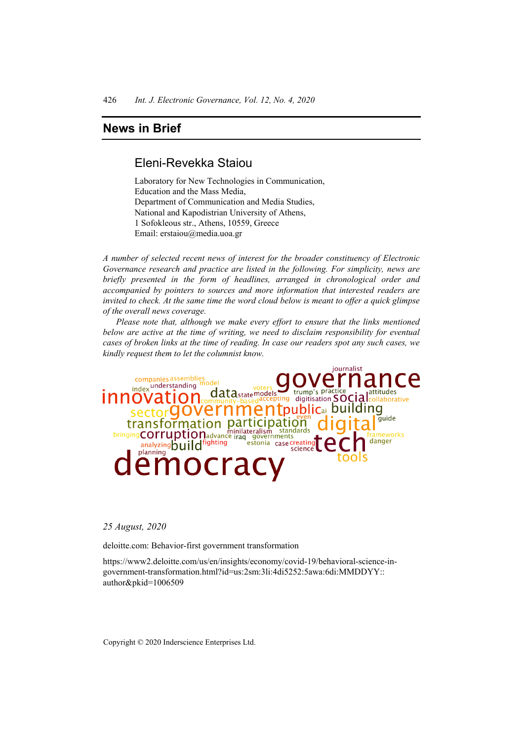## News in Brief

### Eleni-Revekka Staiou

Laboratory for New Technologies in Communication,
Education and the Mass Media,
Department of Communication and Media Studies,
National and Kapodistrian University of Athens,
1 Sofokleous str., Athens, 10559, Greece
Email: erstaiou@media.uoa.gr

*A number of selected recent news of interest for the broader constituency of Electronic Governance research and practice are listed in the following. For simplicity, news are briefly presented in the form of headlines, arranged in chronological order and accompanied by pointers to sources and more information that interested readers are invited to check. At the same time the word cloud below is meant to offer a quick glimpse of the overall news coverage.*

*Please note that, although we make every effort to ensure that the links mentioned below are active at the time of writing, we need to disclaim responsibility for eventual cases of broken links at the time of reading. In case our readers spot any such cases, we kindly request them to let the columnist know.*

companies assemblies index understanding model journalist voters governance innovation data state models community-based accepting trump's practice attitudes digitisation social collaborative sector government public ai building transformation participation even digital guide bringing corruption minilateralism standards advance iraq governments frameworks analyzing build fighting estonia case creating science tech danger planning tools democracy

*25 August, 2020*

deloitte.com: Behavior-first government transformation

https://www2.deloitte.com/us/en/insights/economy/covid-19/behavioral-science-in-government-transformation.html?id=us:2sm:3li:4di5252:5awa:6di:MMDDYY::author&pkid=1006509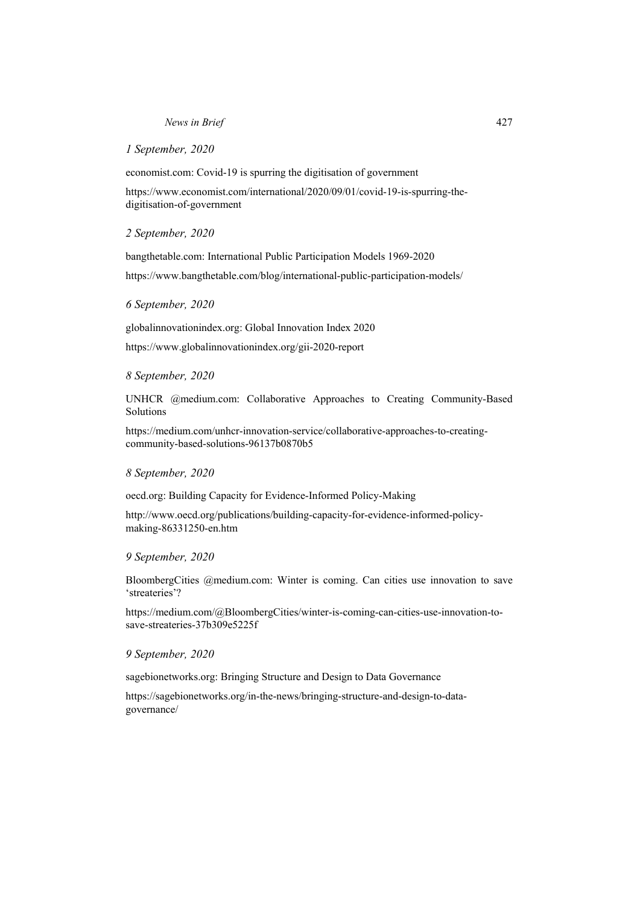*1 September, 2020*

economist.com: Covid-19 is spurring the digitisation of government

https://www.economist.com/international/2020/09/01/covid-19-is-spurring-the-digitisation-of-government

*2 September, 2020*

bangthetable.com: International Public Participation Models 1969-2020

https://www.bangthetable.com/blog/international-public-participation-models/

*6 September, 2020*

globalinnovationindex.org: Global Innovation Index 2020

https://www.globalinnovationindex.org/gii-2020-report

*8 September, 2020*

UNHCR @medium.com: Collaborative Approaches to Creating Community-Based Solutions

https://medium.com/unhcr-innovation-service/collaborative-approaches-to-creating-community-based-solutions-96137b0870b5

*8 September, 2020*

oecd.org: Building Capacity for Evidence-Informed Policy-Making

http://www.oecd.org/publications/building-capacity-for-evidence-informed-policy-making-86331250-en.htm

*9 September, 2020*

BloombergCities @medium.com: Winter is coming. Can cities use innovation to save 'streateries'?

https://medium.com/@BloombergCities/winter-is-coming-can-cities-use-innovation-to-save-streateries-37b309e5225f

*9 September, 2020*

sagebionetworks.org: Bringing Structure and Design to Data Governance

https://sagebionetworks.org/in-the-news/bringing-structure-and-design-to-data-governance/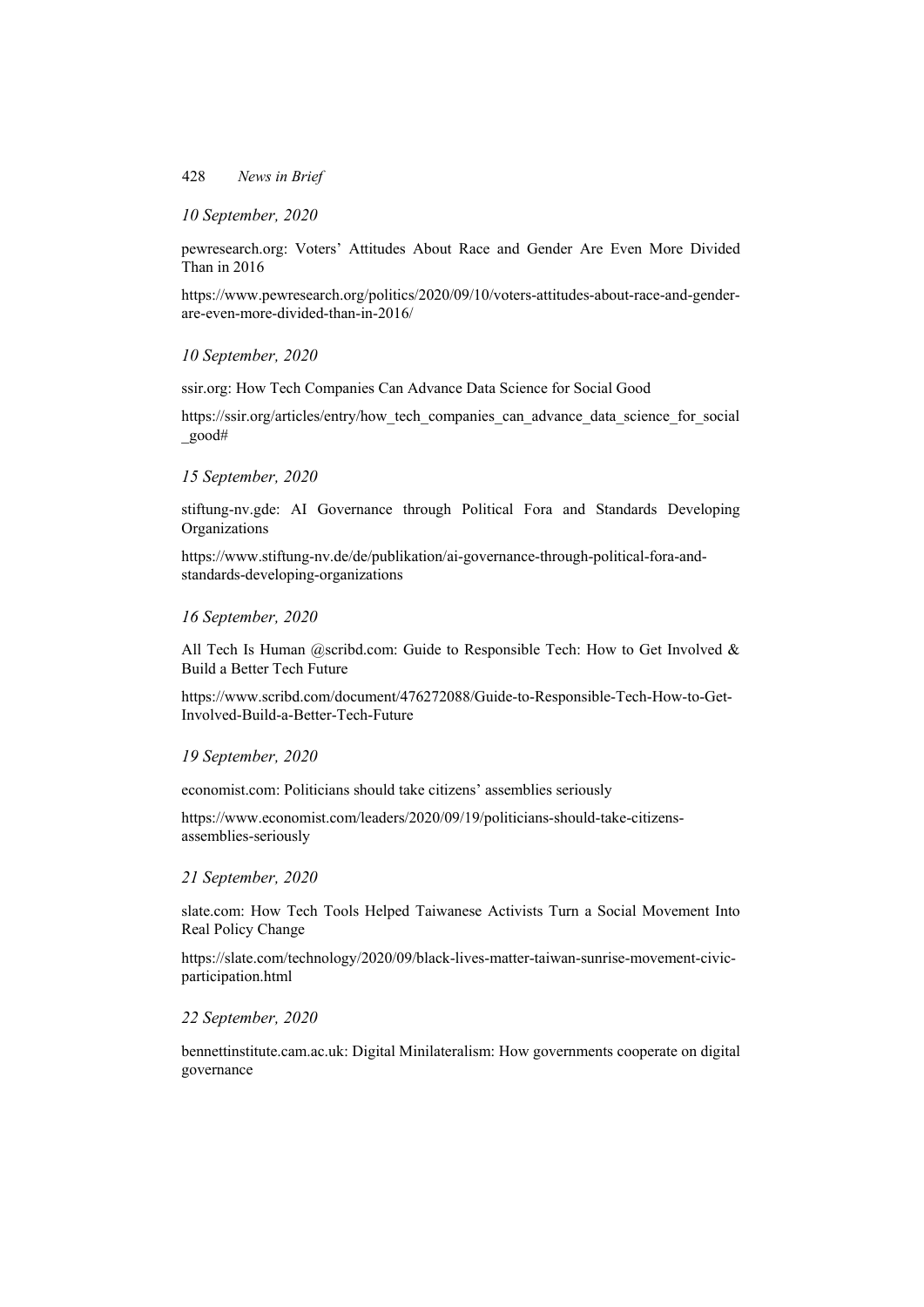*10 September, 2020*

pewresearch.org: Voters' Attitudes About Race and Gender Are Even More Divided Than in 2016

https://www.pewresearch.org/politics/2020/09/10/voters-attitudes-about-race-and-gender-are-even-more-divided-than-in-2016/

*10 September, 2020*

ssir.org: How Tech Companies Can Advance Data Science for Social Good

https://ssir.org/articles/entry/how_tech_companies_can_advance_data_science_for_social_good#

*15 September, 2020*

stiftung-nv.gde: AI Governance through Political Fora and Standards Developing Organizations

https://www.stiftung-nv.de/de/publikation/ai-governance-through-political-fora-and-standards-developing-organizations

*16 September, 2020*

All Tech Is Human @scribd.com: Guide to Responsible Tech: How to Get Involved & Build a Better Tech Future

https://www.scribd.com/document/476272088/Guide-to-Responsible-Tech-How-to-Get-Involved-Build-a-Better-Tech-Future

*19 September, 2020*

economist.com: Politicians should take citizens' assemblies seriously

https://www.economist.com/leaders/2020/09/19/politicians-should-take-citizens-assemblies-seriously

*21 September, 2020*

slate.com: How Tech Tools Helped Taiwanese Activists Turn a Social Movement Into Real Policy Change

https://slate.com/technology/2020/09/black-lives-matter-taiwan-sunrise-movement-civic-participation.html

*22 September, 2020*

bennettinstitute.cam.ac.uk: Digital Minilateralism: How governments cooperate on digital governance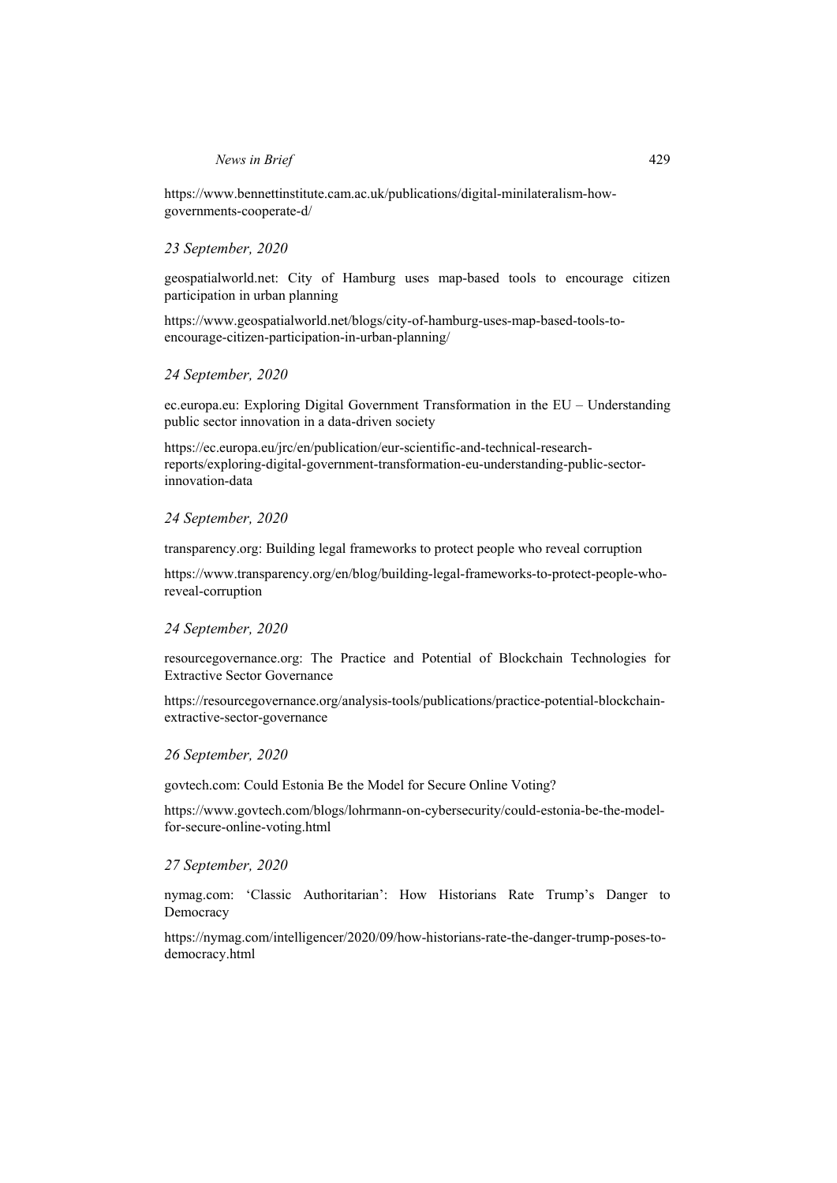https://www.bennettinstitute.cam.ac.uk/publications/digital-minilateralism-how-governments-cooperate-d/

*23 September, 2020*

geospatialworld.net: City of Hamburg uses map-based tools to encourage citizen participation in urban planning

https://www.geospatialworld.net/blogs/city-of-hamburg-uses-map-based-tools-to-encourage-citizen-participation-in-urban-planning/

*24 September, 2020*

ec.europa.eu: Exploring Digital Government Transformation in the EU – Understanding public sector innovation in a data-driven society

https://ec.europa.eu/jrc/en/publication/eur-scientific-and-technical-research-reports/exploring-digital-government-transformation-eu-understanding-public-sector-innovation-data

*24 September, 2020*

transparency.org: Building legal frameworks to protect people who reveal corruption

https://www.transparency.org/en/blog/building-legal-frameworks-to-protect-people-who-reveal-corruption

*24 September, 2020*

resourcegovernance.org: The Practice and Potential of Blockchain Technologies for Extractive Sector Governance

https://resourcegovernance.org/analysis-tools/publications/practice-potential-blockchain-extractive-sector-governance

*26 September, 2020*

govtech.com: Could Estonia Be the Model for Secure Online Voting?

https://www.govtech.com/blogs/lohrmann-on-cybersecurity/could-estonia-be-the-model-for-secure-online-voting.html

*27 September, 2020*

nymag.com: 'Classic Authoritarian': How Historians Rate Trump's Danger to Democracy

https://nymag.com/intelligencer/2020/09/how-historians-rate-the-danger-trump-poses-to-democracy.html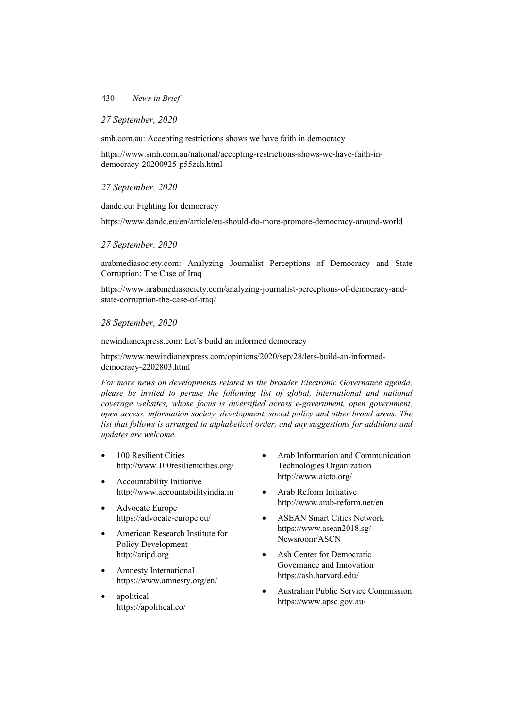*27 September, 2020*

smh.com.au: Accepting restrictions shows we have faith in democracy

https://www.smh.com.au/national/accepting-restrictions-shows-we-have-faith-in-democracy-20200925-p55zch.html

*27 September, 2020*

dandc.eu: Fighting for democracy

https://www.dandc.eu/en/article/eu-should-do-more-promote-democracy-around-world

*27 September, 2020*

arabmediasociety.com: Analyzing Journalist Perceptions of Democracy and State Corruption: The Case of Iraq

https://www.arabmediasociety.com/analyzing-journalist-perceptions-of-democracy-and-state-corruption-the-case-of-iraq/

*28 September, 2020*

newindianexpress.com: Let's build an informed democracy

https://www.newindianexpress.com/opinions/2020/sep/28/lets-build-an-informed-democracy-2202803.html

*For more news on developments related to the broader Electronic Governance agenda, please be invited to peruse the following list of global, international and national coverage websites, whose focus is diversified across e-government, open government, open access, information society, development, social policy and other broad areas. The list that follows is arranged in alphabetical order, and any suggestions for additions and updates are welcome.*

- 100 Resilient Cities
  http://www.100resilientcities.org/
- Accountability Initiative
  http://www.accountabilityindia.in
- Advocate Europe
  https://advocate-europe.eu/
- American Research Institute for Policy Development
  http://aripd.org
- Amnesty International
  https://www.amnesty.org/en/
- apolitical
  https://apolitical.co/
- Arab Information and Communication Technologies Organization
  http://www.aicto.org/
- Arab Reform Initiative
  http://www.arab-reform.net/en
- ASEAN Smart Cities Network
  https://www.asean2018.sg/Newsroom/ASCN
- Ash Center for Democratic Governance and Innovation
  https://ash.harvard.edu/
- Australian Public Service Commission
  https://www.apsc.gov.au/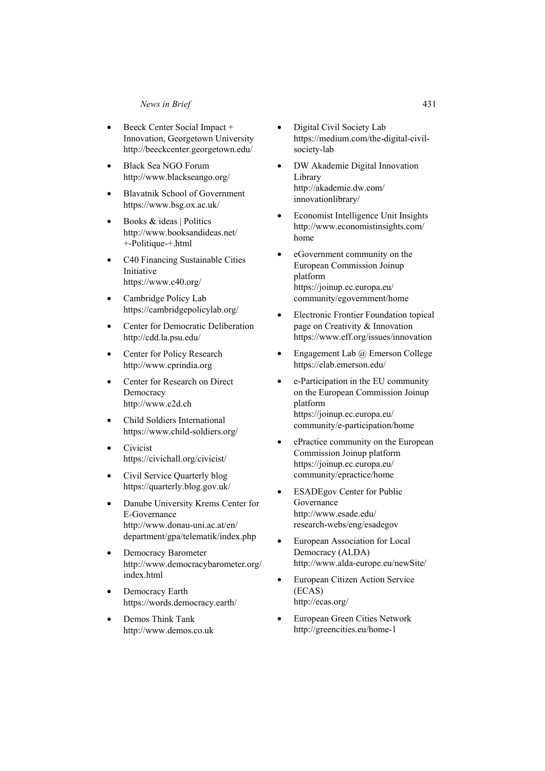- Beeck Center Social Impact + Innovation, Georgetown University http://beeckcenter.georgetown.edu/
- Black Sea NGO Forum http://www.blackseango.org/
- Blavatnik School of Government https://www.bsg.ox.ac.uk/
- Books & ideas | Politics http://www.booksandideas.net/+-Politique-+.html
- C40 Financing Sustainable Cities Initiative https://www.c40.org/
- Cambridge Policy Lab https://cambridgepolicylab.org/
- Center for Democratic Deliberation http://cdd.la.psu.edu/
- Center for Policy Research http://www.cprindia.org
- Center for Research on Direct Democracy http://www.c2d.ch
- Child Soldiers International https://www.child-soldiers.org/
- Civicist https://civichall.org/civicist/
- Civil Service Quarterly blog https://quarterly.blog.gov.uk/
- Danube University Krems Center for E-Governance http://www.donau-uni.ac.at/en/department/gpa/telematik/index.php
- Democracy Barometer http://www.democracybarometer.org/index.html
- Democracy Earth https://words.democracy.earth/
- Demos Think Tank http://www.demos.co.uk
- Digital Civil Society Lab https://medium.com/the-digital-civil-society-lab
- DW Akademie Digital Innovation Library http://akademie.dw.com/innovationlibrary/
- Economist Intelligence Unit Insights http://www.economistinsights.com/home
- eGovernment community on the European Commission Joinup platform https://joinup.ec.europa.eu/community/egovernment/home
- Electronic Frontier Foundation topical page on Creativity & Innovation https://www.eff.org/issues/innovation
- Engagement Lab @ Emerson College https://elab.emerson.edu/
- e-Participation in the EU community on the European Commission Joinup platform https://joinup.ec.europa.eu/community/e-participation/home
- ePractice community on the European Commission Joinup platform https://joinup.ec.europa.eu/community/epractice/home
- ESADEgov Center for Public Governance http://www.esade.edu/research-webs/eng/esadegov
- European Association for Local Democracy (ALDA) http://www.alda-europe.eu/newSite/
- European Citizen Action Service (ECAS) http://ecas.org/
- European Green Cities Network http://greencities.eu/home-1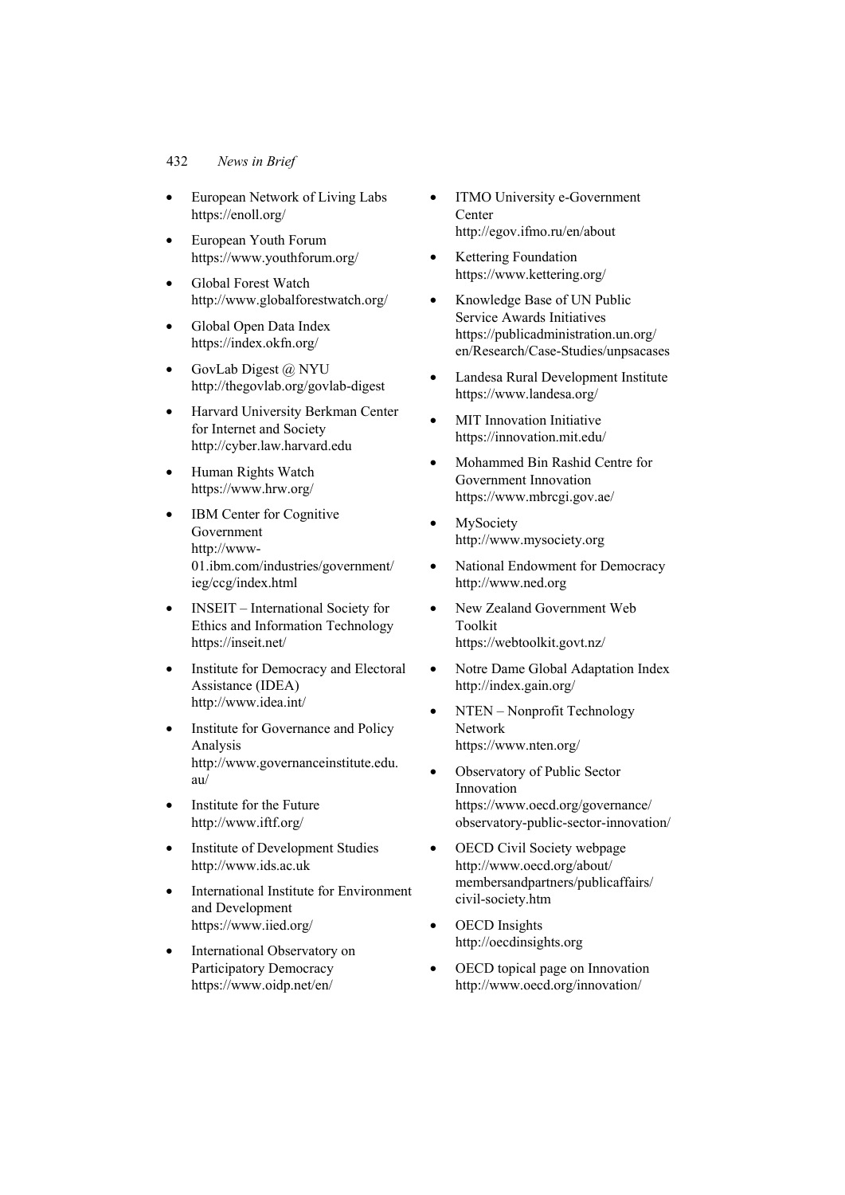- European Network of Living Labs
https://enoll.org/
- European Youth Forum
https://www.youthforum.org/
- Global Forest Watch
http://www.globalforestwatch.org/
- Global Open Data Index
https://index.okfn.org/
- GovLab Digest @ NYU
http://thegovlab.org/govlab-digest
- Harvard University Berkman Center for Internet and Society
http://cyber.law.harvard.edu
- Human Rights Watch
https://www.hrw.org/
- IBM Center for Cognitive Government
http://www-01.ibm.com/industries/government/ieg/ccg/index.html
- INSEIT – International Society for Ethics and Information Technology
https://inseit.net/
- Institute for Democracy and Electoral Assistance (IDEA)
http://www.idea.int/
- Institute for Governance and Policy Analysis
http://www.governanceinstitute.edu.au/
- Institute for the Future
http://www.iftf.org/
- Institute of Development Studies
http://www.ids.ac.uk
- International Institute for Environment and Development
https://www.iied.org/
- International Observatory on Participatory Democracy
https://www.oidp.net/en/
- ITMO University e-Government Center
http://egov.ifmo.ru/en/about
- Kettering Foundation
https://www.kettering.org/
- Knowledge Base of UN Public Service Awards Initiatives
https://publicadministration.un.org/en/Research/Case-Studies/unpsacases
- Landesa Rural Development Institute
https://www.landesa.org/
- MIT Innovation Initiative
https://innovation.mit.edu/
- Mohammed Bin Rashid Centre for Government Innovation
https://www.mbrcgi.gov.ae/
- MySociety
http://www.mysociety.org
- National Endowment for Democracy
http://www.ned.org
- New Zealand Government Web Toolkit
https://webtoolkit.govt.nz/
- Notre Dame Global Adaptation Index
http://index.gain.org/
- NTEN – Nonprofit Technology Network
https://www.nten.org/
- Observatory of Public Sector Innovation
https://www.oecd.org/governance/observatory-public-sector-innovation/
- OECD Civil Society webpage
http://www.oecd.org/about/membersandpartners/publicaffairs/civil-society.htm
- OECD Insights
http://oecdinsights.org
- OECD topical page on Innovation
http://www.oecd.org/innovation/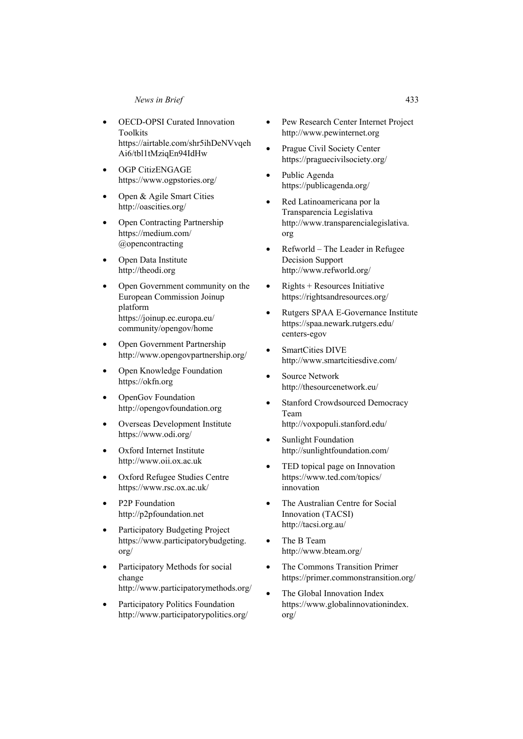- OECD-OPSI Curated Innovation Toolkits https://airtable.com/shr5ihDeNVvqehAi6/tbl1tMziqEn94IdHw
- OGP CitizENGAGE https://www.ogpstories.org/
- Open & Agile Smart Cities http://oascities.org/
- Open Contracting Partnership https://medium.com/@opencontracting
- Open Data Institute http://theodi.org
- Open Government community on the European Commission Joinup platform https://joinup.ec.europa.eu/community/opengov/home
- Open Government Partnership http://www.opengovpartnership.org/
- Open Knowledge Foundation https://okfn.org
- OpenGov Foundation http://opengovfoundation.org
- Overseas Development Institute https://www.odi.org/
- Oxford Internet Institute http://www.oii.ox.ac.uk
- Oxford Refugee Studies Centre https://www.rsc.ox.ac.uk/
- P2P Foundation http://p2pfoundation.net
- Participatory Budgeting Project https://www.participatorybudgeting.org/
- Participatory Methods for social change http://www.participatorymethods.org/
- Participatory Politics Foundation http://www.participatorypolitics.org/
- Pew Research Center Internet Project http://www.pewinternet.org
- Prague Civil Society Center https://praguecivilsociety.org/
- Public Agenda https://publicagenda.org/
- Red Latinoamericana por la Transparencia Legislativa http://www.transparencialegislativa.org
- Refworld – The Leader in Refugee Decision Support http://www.refworld.org/
- Rights + Resources Initiative https://rightsandresources.org/
- Rutgers SPAA E-Governance Institute https://spaa.newark.rutgers.edu/centers-egov
- SmartCities DIVE http://www.smartcitiesdive.com/
- Source Network http://thesourcenetwork.eu/
- Stanford Crowdsourced Democracy Team http://voxpopuli.stanford.edu/
- Sunlight Foundation http://sunlightfoundation.com/
- TED topical page on Innovation https://www.ted.com/topics/innovation
- The Australian Centre for Social Innovation (TACSI) http://tacsi.org.au/
- The B Team http://www.bteam.org/
- The Commons Transition Primer https://primer.commonstransition.org/
- The Global Innovation Index https://www.globalinnovationindex.org/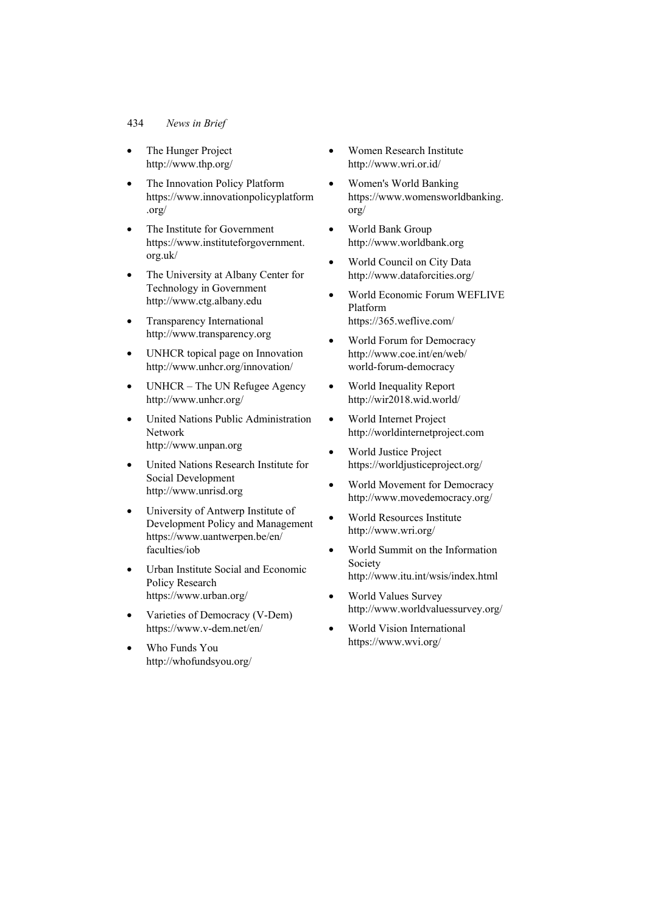- The Hunger Project
  http://www.thp.org/
- The Innovation Policy Platform
  https://www.innovationpolicyplatform.org/
- The Institute for Government
  https://www.instituteforgovernment.org.uk/
- The University at Albany Center for Technology in Government
  http://www.ctg.albany.edu
- Transparency International
  http://www.transparency.org
- UNHCR topical page on Innovation
  http://www.unhcr.org/innovation/
- UNHCR – The UN Refugee Agency
  http://www.unhcr.org/
- United Nations Public Administration Network
  http://www.unpan.org
- United Nations Research Institute for Social Development
  http://www.unrisd.org
- University of Antwerp Institute of Development Policy and Management
  https://www.uantwerpen.be/en/faculties/iob
- Urban Institute Social and Economic Policy Research
  https://www.urban.org/
- Varieties of Democracy (V-Dem)
  https://www.v-dem.net/en/
- Who Funds You
  http://whofundsyou.org/
- Women Research Institute
  http://www.wri.or.id/
- Women's World Banking
  https://www.womensworldbanking.org/
- World Bank Group
  http://www.worldbank.org
- World Council on City Data
  http://www.dataforcities.org/
- World Economic Forum WEFLIVE Platform
  https://365.weflive.com/
- World Forum for Democracy
  http://www.coe.int/en/web/world-forum-democracy
- World Inequality Report
  http://wir2018.wid.world/
- World Internet Project
  http://worldinternetproject.com
- World Justice Project
  https://worldjusticeproject.org/
- World Movement for Democracy
  http://www.movedemocracy.org/
- World Resources Institute
  http://www.wri.org/
- World Summit on the Information Society
  http://www.itu.int/wsis/index.html
- World Values Survey
  http://www.worldvaluessurvey.org/
- World Vision International
  https://www.wvi.org/